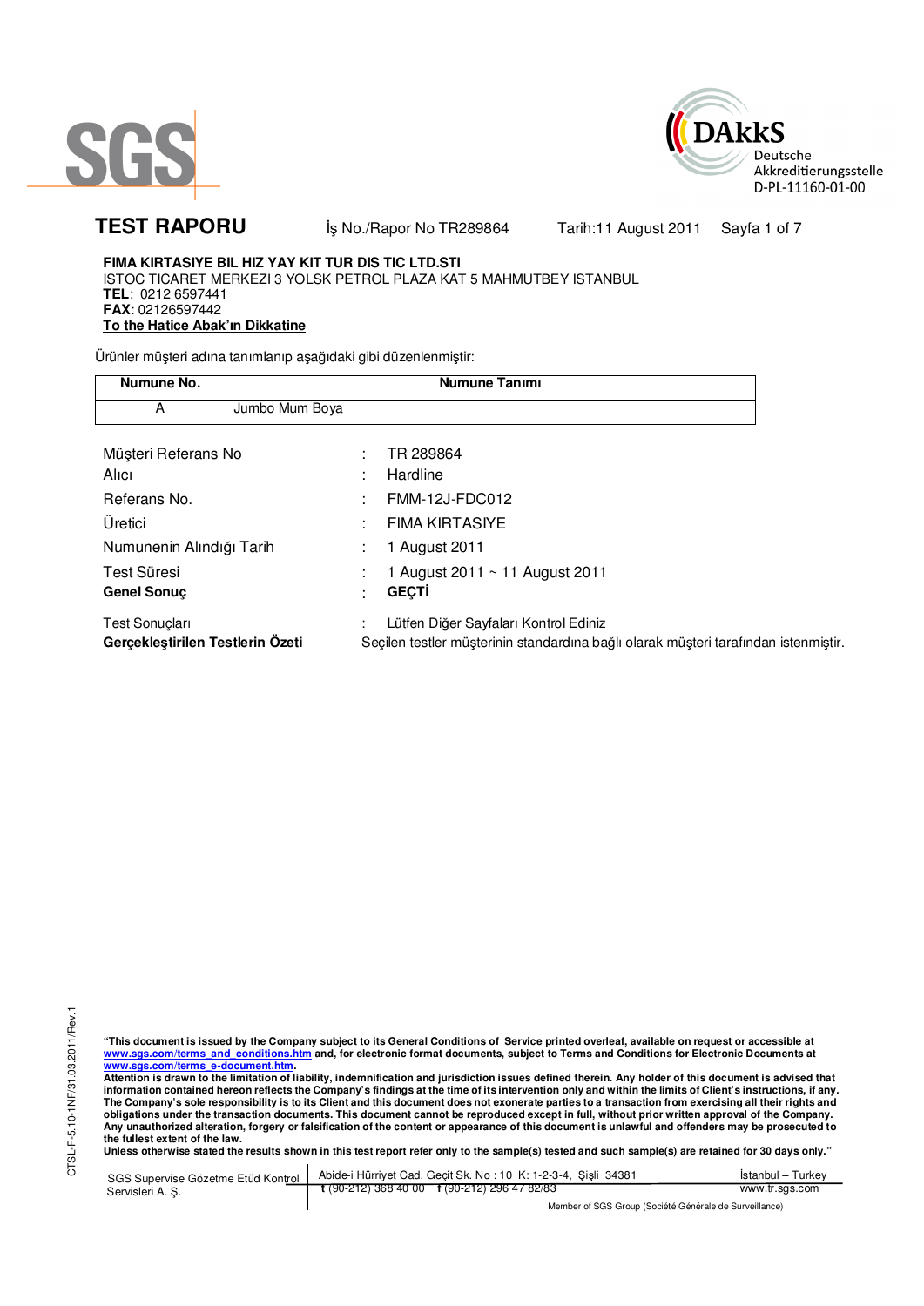SGS

DAkkS
Deutsche
Akkreditierungsstelle
D-PL-11160-01-00

# TEST RAPORU

İş No./Rapor No TR289864 Tarih:11 August 2011

**FIMA KIRTASIYE BIL HIZ YAY KIT TUR DIS TIC LTD.STI**
ISTOC TICARET MERKEZI 3 YOLSK PETROL PLAZA KAT 5 MAHMUTBEY ISTANBUL
**TEL**: 0212 6597441
**FAX**: 02126597442
**To the Hatice Abak'ın Dikkatine**

Ürünler müşteri adına tanımlanıp aşağıdaki gibi düzenlenmiştir:

| Numune No. | Numune Tanımı |
|---|---|
| A | Jumbo Mum Boya |

| | | |
|---|---|---|
| Müşteri Referans No | : | TR 289864 |
| Alıcı | : | Hardline |
| Referans No. | : | FMM-12J-FDC012 |
| Üretici | : | FIMA KIRTASIYE |
| Numunenin Alındığı Tarih | : | 1 August 2011 |
| Test Süresi | : | 1 August 2011 ~ 11 August 2011 |
| **Genel Sonuç** | : | **GEÇTİ** |
| Test Sonuçları | : | Lütfen Diğer Sayfaları Kontrol Ediniz |
| **Gerçekleştirilen Testlerin Özeti** | | Seçilen testler müşterinin standardına bağlı olarak müşteri tarafından istenmiştir. |

**"This document is issued by the Company subject to its General Conditions of Service printed overleaf, available on request or accessible at www.sgs.com/terms_and_conditions.htm and, for electronic format documents, subject to Terms and Conditions for Electronic Documents at www.sgs.com/terms_e-document.htm.**
**Attention is drawn to the limitation of liability, indemnification and jurisdiction issues defined therein. Any holder of this document is advised that information contained hereon reflects the Company's findings at the time of its intervention only and within the limits of Client's instructions, if any. The Company's sole responsibility is to its Client and this document does not exonerate parties to a transaction from exercising all their rights and obligations under the transaction documents. This document cannot be reproduced except in full, without prior written approval of the Company. Any unauthorized alteration, forgery or falsification of the content or appearance of this document is unlawful and offenders may be prosecuted to the fullest extent of the law.**
**Unless otherwise stated the results shown in this test report refer only to the sample(s) tested and such sample(s) are retained for 30 days only."**

CTSL-F-5.10-1NF/31.03.2011/Rev.1

SGS Supervise Gözetme Etüd Kontrol Servisleri A. Ş. | Abide-i Hürriyet Cad. Geçit Sk. No : 10 K: 1-2-3-4, Şişli 34381 | t (90-212) 368 40 00 f (90-212) 296 47 82/83 | İstanbul – Turkey | www.tr.sgs.com

Member of SGS Group (Société Générale de Surveillance)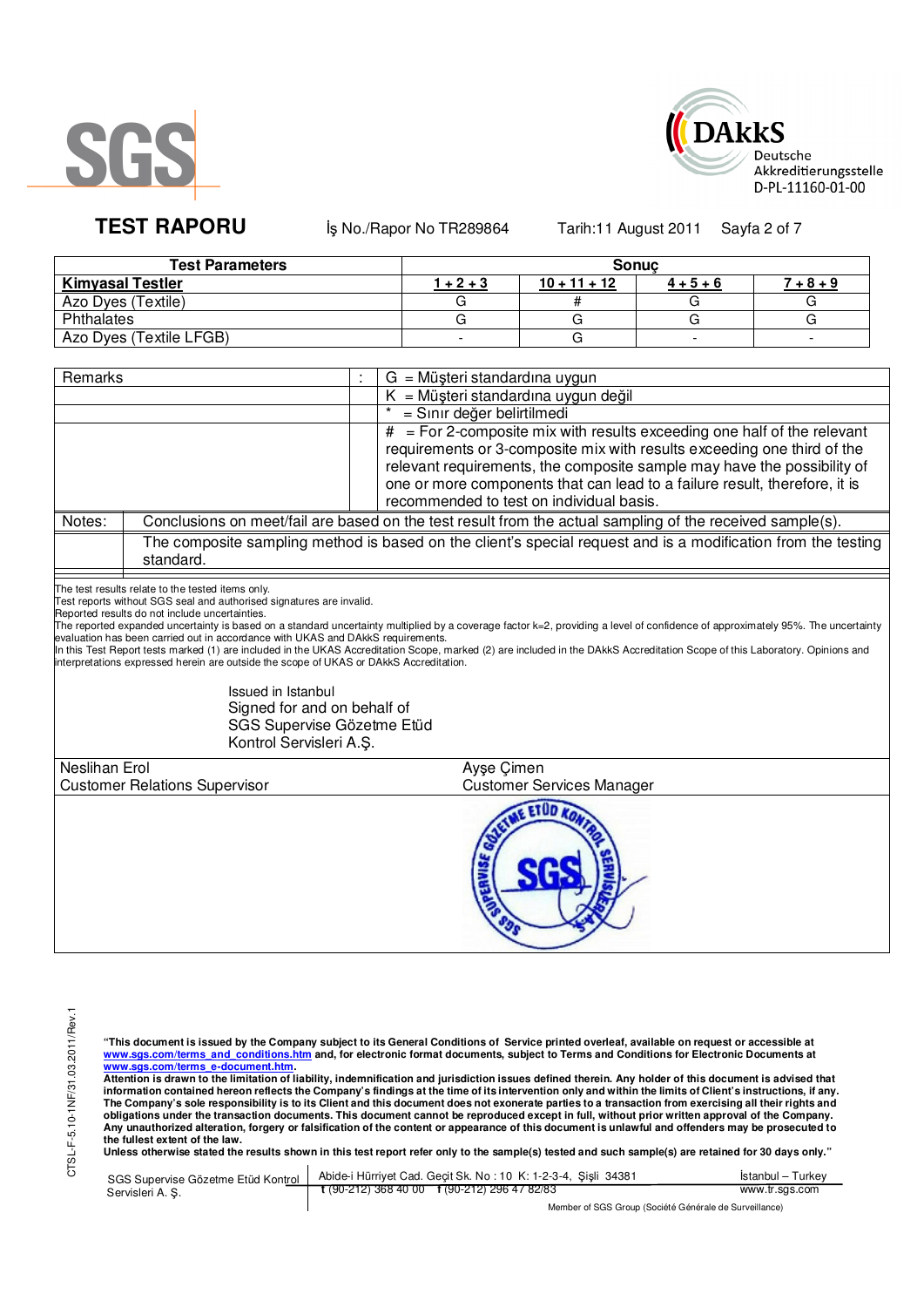SGS

DAkkS Deutsche Akkreditierungsstelle D-PL-11160-01-00

# TEST RAPORU

İş No./Rapor No TR289864 Tarih:11 August 2011

| Test Parameters | Sonuç | | | |
|---|---|---|---|---|
| **Kimyasal Testler** | **1 + 2 + 3** | **10 + 11 + 12** | **4 + 5 + 6** | **7 + 8 + 9** |
| Azo Dyes (Textile) | G | # | G | G |
| Phthalates | G | G | G | G |
| Azo Dyes (Textile LFGB) | - | G | - | - |

| Remarks | : | |
|---|---|---|
| | | G = Müşteri standardına uygun |
| | | K = Müşteri standardına uygun değil |
| | | * = Sınır değer belirtilmedi |
| | | # = For 2-composite mix with results exceeding one half of the relevant requirements or 3-composite mix with results exceeding one third of the relevant requirements, the composite sample may have the possibility of one or more components that can lead to a failure result, therefore, it is recommended to test on individual basis. |

| Notes: | |
|---|---|
| | Conclusions on meet/fail are based on the test result from the actual sampling of the received sample(s). |
| | The composite sampling method is based on the client's special request and is a modification from the testing standard. |

The test results relate to the tested items only.
Test reports without SGS seal and authorised signatures are invalid.
Reported results do not include uncertainties.
The reported expanded uncertainty is based on a standard uncertainty multiplied by a coverage factor k=2, providing a level of confidence of approximately 95%. The uncertainty evaluation has been carried out in accordance with UKAS and DAkkS requirements.
In this Test Report tests marked (1) are included in the UKAS Accreditation Scope, marked (2) are included in the DAkkS Accreditation Scope of this Laboratory. Opinions and interpretations expressed herein are outside the scope of UKAS or DAkkS Accreditation.

Issued in Istanbul
Signed for and on behalf of
SGS Supervise Gözetme Etüd
Kontrol Servisleri A.Ş.

| Neslihan Erol | Ayşe Çimen |
|---|---|
| Customer Relations Supervisor | Customer Services Manager |

SGS SUPERVISE GÖZETME ETÜD KONTROL SERVİSLERİ A.Ş.

CTSL-F-5.10-1NF/31.03.2011/Rev.1

**"This document is issued by the Company subject to its General Conditions of Service printed overleaf, available on request or accessible at www.sgs.com/terms_and_conditions.htm and, for electronic format documents, subject to Terms and Conditions for Electronic Documents at www.sgs.com/terms_e-document.htm.**
**Attention is drawn to the limitation of liability, indemnification and jurisdiction issues defined therein. Any holder of this document is advised that information contained hereon reflects the Company's findings at the time of its intervention only and within the limits of Client's instructions, if any. The Company's sole responsibility is to its Client and this document does not exonerate parties to a transaction from exercising all their rights and obligations under the transaction documents. This document cannot be reproduced except in full, without prior written approval of the Company. Any unauthorized alteration, forgery or falsification of the content or appearance of this document is unlawful and offenders may be prosecuted to the fullest extent of the law.**
**Unless otherwise stated the results shown in this test report refer only to the sample(s) tested and such sample(s) are retained for 30 days only."**

SGS Supervise Gözetme Etüd Kontrol Servisleri A. Ş. | Abide-i Hürriyet Cad. Geçit Sk. No : 10 K: 1-2-3-4, Şişli 34381 t (90-212) 368 40 00 f (90-212) 296 47 82/83 | İstanbul – Turkey www.tr.sgs.com

Member of SGS Group (Société Générale de Surveillance)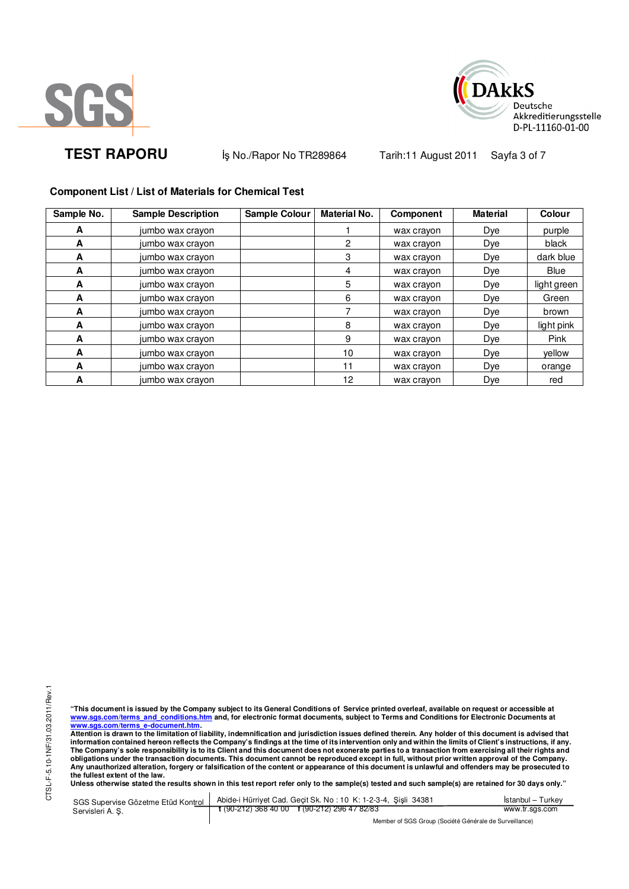**TEST RAPORU** İş No./Rapor No TR289864 Tarih:11 August 2011 Sayfa 3 of 7

## Component List / List of Materials for Chemical Test

| Sample No. | Sample Description | Sample Colour | Material No. | Component | Material | Colour |
|---|---|---|---|---|---|---|
| **A** | jumbo wax crayon | | 1 | wax crayon | Dye | purple |
| **A** | jumbo wax crayon | | 2 | wax crayon | Dye | black |
| **A** | jumbo wax crayon | | 3 | wax crayon | Dye | dark blue |
| **A** | jumbo wax crayon | | 4 | wax crayon | Dye | Blue |
| **A** | jumbo wax crayon | | 5 | wax crayon | Dye | light green |
| **A** | jumbo wax crayon | | 6 | wax crayon | Dye | Green |
| **A** | jumbo wax crayon | | 7 | wax crayon | Dye | brown |
| **A** | jumbo wax crayon | | 8 | wax crayon | Dye | light pink |
| **A** | jumbo wax crayon | | 9 | wax crayon | Dye | Pink |
| **A** | jumbo wax crayon | | 10 | wax crayon | Dye | yellow |
| **A** | jumbo wax crayon | | 11 | wax crayon | Dye | orange |
| **A** | jumbo wax crayon | | 12 | wax crayon | Dye | red |

**"This document is issued by the Company subject to its General Conditions of Service printed overleaf, available on request or accessible at www.sgs.com/terms_and_conditions.htm and, for electronic format documents, subject to Terms and Conditions for Electronic Documents at www.sgs.com/terms_e-document.htm.**
**Attention is drawn to the limitation of liability, indemnification and jurisdiction issues defined therein. Any holder of this document is advised that information contained hereon reflects the Company's findings at the time of its intervention only and within the limits of Client's instructions, if any. The Company's sole responsibility is to its Client and this document does not exonerate parties to a transaction from exercising all their rights and obligations under the transaction documents. This document cannot be reproduced except in full, without prior written approval of the Company. Any unauthorized alteration, forgery or falsification of the content or appearance of this document is unlawful and offenders may be prosecuted to the fullest extent of the law.**
**Unless otherwise stated the results shown in this test report refer only to the sample(s) tested and such sample(s) are retained for 30 days only."**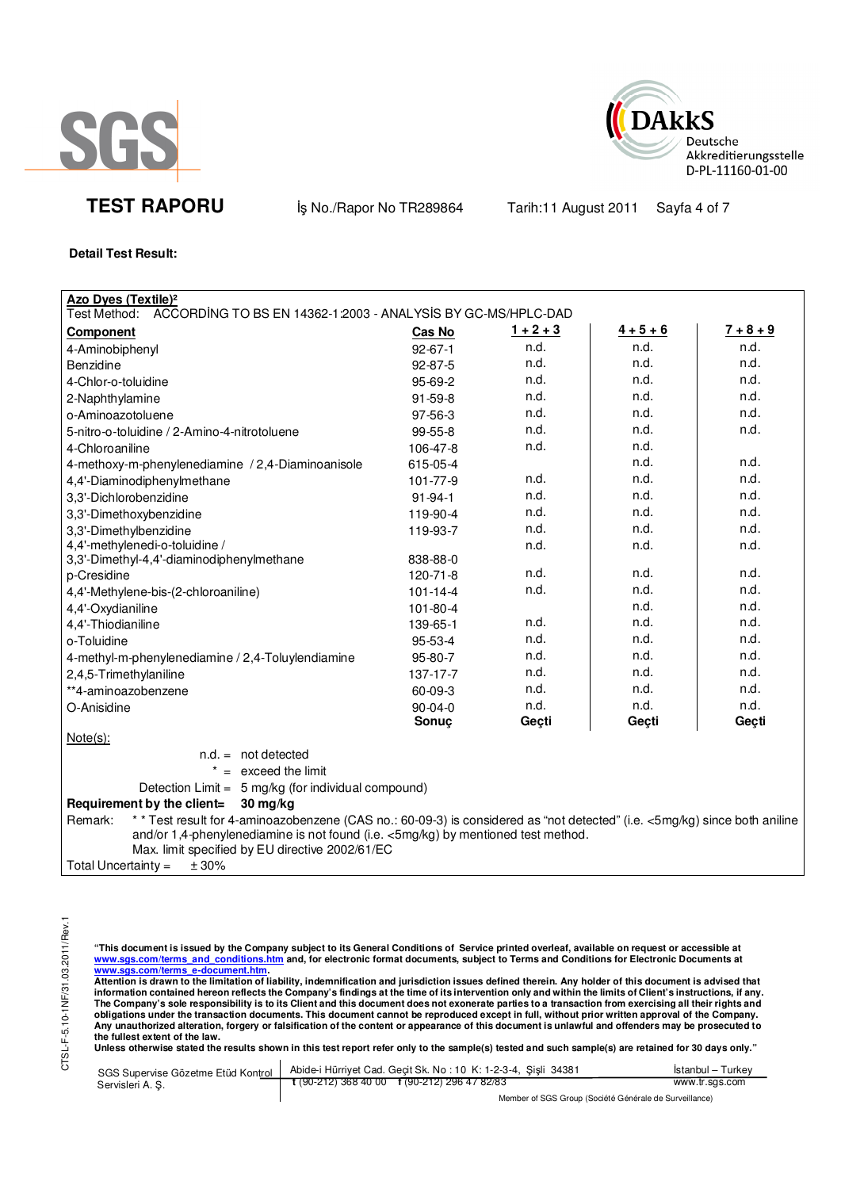**TEST RAPORU** İş No./Rapor No TR289864 Tarih:11 August 2011

**Detail Test Result:**

**Azo Dyes (Textile)²**

Test Method: ACCORDİNG TO BS EN 14362-1:2003 - ANALYSİS BY GC-MS/HPLC-DAD

| **Component** | **Cas No** | **1 + 2 + 3** | **4 + 5 + 6** | **7 + 8 + 9** |
|---|---|---|---|---|
| 4-Aminobiphenyl | 92-67-1 | n.d. | n.d. | n.d. |
| Benzidine | 92-87-5 | n.d. | n.d. | n.d. |
| 4-Chlor-o-toluidine | 95-69-2 | n.d. | n.d. | n.d. |
| 2-Naphthylamine | 91-59-8 | n.d. | n.d. | n.d. |
| o-Aminoazotoluene | 97-56-3 | n.d. | n.d. | n.d. |
| 5-nitro-o-toluidine / 2-Amino-4-nitrotoluene | 99-55-8 | n.d. | n.d. | n.d. |
| 4-Chloroaniline | 106-47-8 | n.d. | n.d. | |
| 4-methoxy-m-phenylenediamine / 2,4-Diaminoanisole | 615-05-4 | | n.d. | n.d. |
| 4,4'-Diaminodiphenylmethane | 101-77-9 | n.d. | n.d. | n.d. |
| 3,3'-Dichlorobenzidine | 91-94-1 | n.d. | n.d. | n.d. |
| 3,3'-Dimethoxybenzidine | 119-90-4 | n.d. | n.d. | n.d. |
| 3,3'-Dimethylbenzidine | 119-93-7 | n.d. | n.d. | n.d. |
| 4,4'-methylenedi-o-toluidine / 3,3'-Dimethyl-4,4'-diaminodiphenylmethane | 838-88-0 | n.d. | n.d. | n.d. |
| p-Cresidine | 120-71-8 | n.d. | n.d. | n.d. |
| 4,4'-Methylene-bis-(2-chloroaniline) | 101-14-4 | n.d. | n.d. | n.d. |
| 4,4'-Oxydianiline | 101-80-4 | | n.d. | n.d. |
| 4,4'-Thiodianiline | 139-65-1 | n.d. | n.d. | n.d. |
| o-Toluidine | 95-53-4 | n.d. | n.d. | n.d. |
| 4-methyl-m-phenylenediamine / 2,4-Toluylendiamine | 95-80-7 | n.d. | n.d. | n.d. |
| 2,4,5-Trimethylaniline | 137-17-7 | n.d. | n.d. | n.d. |
| **4-aminoazobenzene | 60-09-3 | n.d. | n.d. | n.d. |
| O-Anisidine | 90-04-0 | n.d. | n.d. | n.d. |
| | **Sonuç** | **Geçti** | **Geçti** | **Geçti** |

Note(s):

n.d. = not detected

\* = exceed the limit

Detection Limit = 5 mg/kg (for individual compound)

**Requirement by the client= 30 mg/kg**

Remark: ** Test result for 4-aminoazobenzene (CAS no.: 60-09-3) is considered as "not detected" (i.e. <5mg/kg) since both aniline and/or 1,4-phenylenediamine is not found (i.e. <5mg/kg) by mentioned test method.

Max. limit specified by EU directive 2002/61/EC

Total Uncertainty = ± 30%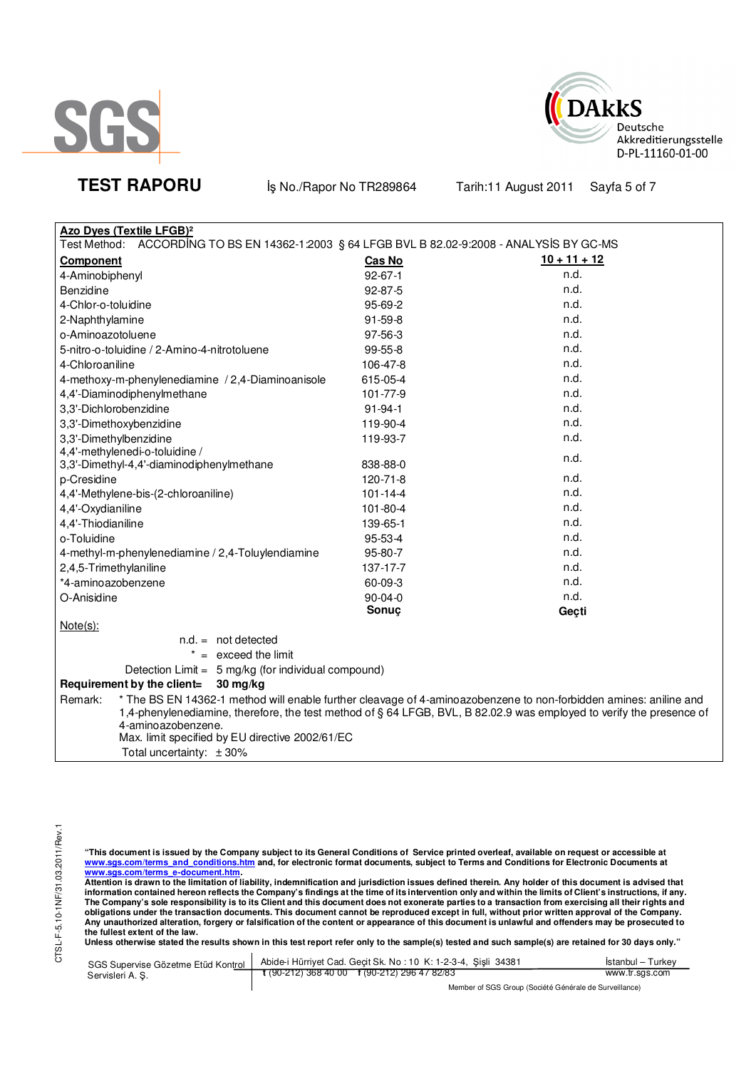SGS

DAkkS Deutsche Akkreditierungsstelle D-PL-11160-01-00

**TEST RAPORU** İş No./Rapor No TR289864 Tarih:11 August 2011

**Azo Dyes (Textile LFGB)²**

Test Method: ACCORDİNG TO BS EN 14362-1:2003 § 64 LFGB BVL B 82.02-9:2008 - ANALYSİS BY GC-MS

| Component | Cas No | 10 + 11 + 12 |
|---|---|---|
| 4-Aminobiphenyl | 92-67-1 | n.d. |
| Benzidine | 92-87-5 | n.d. |
| 4-Chlor-o-toluidine | 95-69-2 | n.d. |
| 2-Naphthylamine | 91-59-8 | n.d. |
| o-Aminoazotoluene | 97-56-3 | n.d. |
| 5-nitro-o-toluidine / 2-Amino-4-nitrotoluene | 99-55-8 | n.d. |
| 4-Chloroaniline | 106-47-8 | n.d. |
| 4-methoxy-m-phenylenediamine / 2,4-Diaminoanisole | 615-05-4 | n.d. |
| 4,4'-Diaminodiphenylmethane | 101-77-9 | n.d. |
| 3,3'-Dichlorobenzidine | 91-94-1 | n.d. |
| 3,3'-Dimethoxybenzidine | 119-90-4 | n.d. |
| 3,3'-Dimethylbenzidine | 119-93-7 | n.d. |
| 4,4'-methylenedi-o-toluidine / 3,3'-Dimethyl-4,4'-diaminodiphenylmethane | 838-88-0 | n.d. |
| p-Cresidine | 120-71-8 | n.d. |
| 4,4'-Methylene-bis-(2-chloroaniline) | 101-14-4 | n.d. |
| 4,4'-Oxydianiline | 101-80-4 | n.d. |
| 4,4'-Thiodianiline | 139-65-1 | n.d. |
| o-Toluidine | 95-53-4 | n.d. |
| 4-methyl-m-phenylenediamine / 2,4-Toluylendiamine | 95-80-7 | n.d. |
| 2,4,5-Trimethylaniline | 137-17-7 | n.d. |
| *4-aminoazobenzene | 60-09-3 | n.d. |
| O-Anisidine | 90-04-0 | n.d. |
| | **Sonuç** | **Geçti** |

Note(s):

n.d. = not detected

* = exceed the limit

Detection Limit = 5 mg/kg (for individual compound)

**Requirement by the client= 30 mg/kg**

Remark: * The BS EN 14362-1 method will enable further cleavage of 4-aminoazobenzene to non-forbidden amines: aniline and 1,4-phenylenediamine, therefore, the test method of § 64 LFGB, BVL, B 82.02.9 was employed to verify the presence of 4-aminoazobenzene.

Max. limit specified by EU directive 2002/61/EC

Total uncertainty: ± 30%

**"This document is issued by the Company subject to its General Conditions of Service printed overleaf, available on request or accessible at www.sgs.com/terms_and_conditions.htm and, for electronic format documents, subject to Terms and Conditions for Electronic Documents at www.sgs.com/terms_e-document.htm. Attention is drawn to the limitation of liability, indemnification and jurisdiction issues defined therein. Any holder of this document is advised that information contained hereon reflects the Company's findings at the time of its intervention only and within the limits of Client's instructions, if any. The Company's sole responsibility is to its Client and this document does not exonerate parties to a transaction from exercising all their rights and obligations under the transaction documents. This document cannot be reproduced except in full, without prior written approval of the Company. Any unauthorized alteration, forgery or falsification of the content or appearance of this document is unlawful and offenders may be prosecuted to the fullest extent of the law. Unless otherwise stated the results shown in this test report refer only to the sample(s) tested and such sample(s) are retained for 30 days only."**

SGS Supervise Gözetme Etüd Kontrol Servisleri A. Ş. | Abide-i Hürriyet Cad. Geçit Sk. No : 10 K: 1-2-3-4, Şişli 34381 | İstanbul – Turkey
t (90-212) 368 40 00 f (90-212) 296 47 82/83 | www.tr.sgs.com

Member of SGS Group (Société Générale de Surveillance)

CTSL-F-5.10-1NF/31.03.2011/Rev.1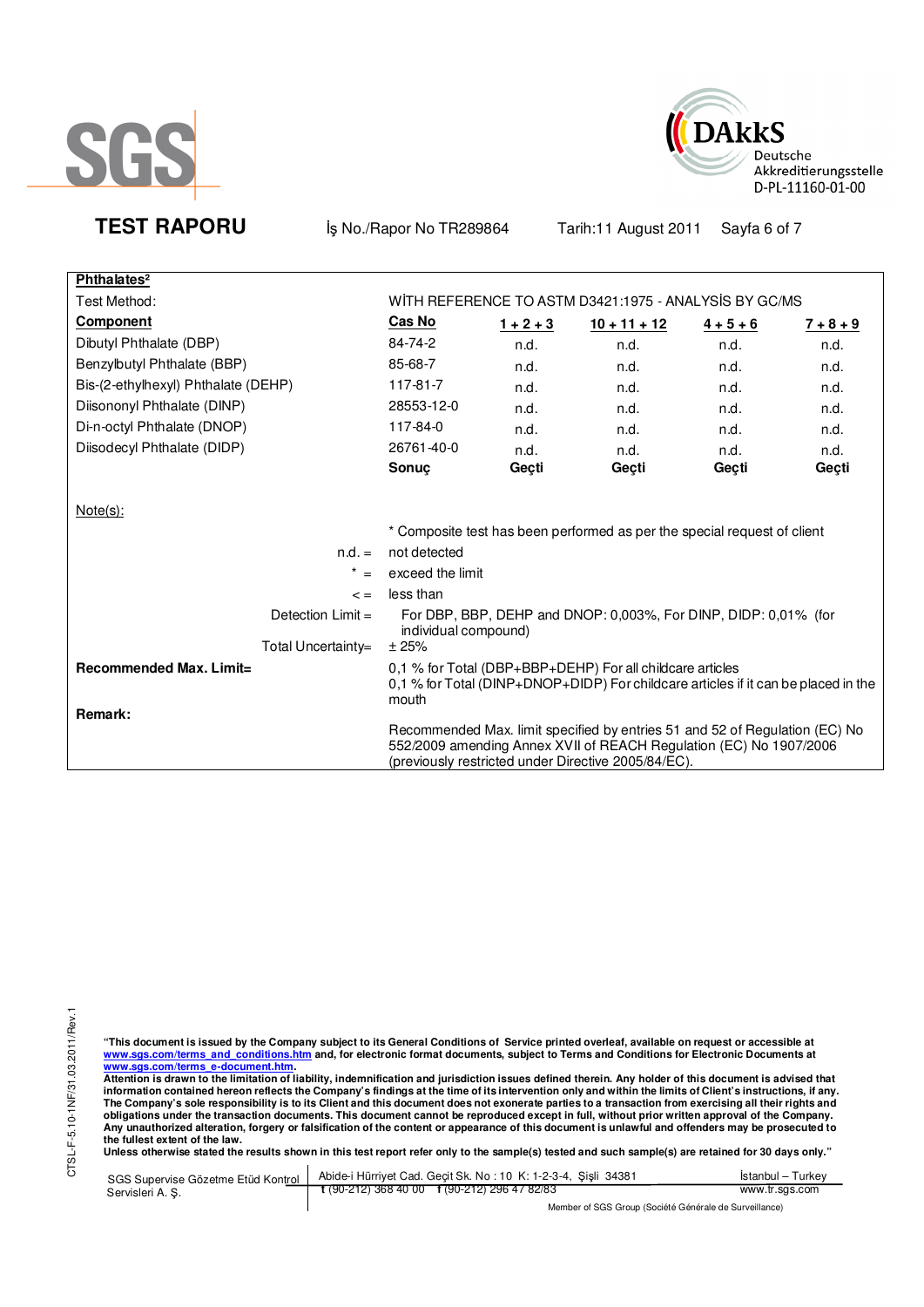**TEST RAPORU** İş No./Rapor No TR289864 Tarih:11 August 2011

| **Phthalates²** | | | | | |
|---|---|---|---|---|---|
| Test Method: | WİTH REFERENCE TO ASTM D3421:1975 - ANALYSİS BY GC/MS | | | | |
| **Component** | **Cas No** | **1 + 2 + 3** | **10 + 11 + 12** | **4 + 5 + 6** | **7 + 8 + 9** |
| Dibutyl Phthalate (DBP) | 84-74-2 | n.d. | n.d. | n.d. | n.d. |
| Benzylbutyl Phthalate (BBP) | 85-68-7 | n.d. | n.d. | n.d. | n.d. |
| Bis-(2-ethylhexyl) Phthalate (DEHP) | 117-81-7 | n.d. | n.d. | n.d. | n.d. |
| Diisononyl Phthalate (DINP) | 28553-12-0 | n.d. | n.d. | n.d. | n.d. |
| Di-n-octyl Phthalate (DNOP) | 117-84-0 | n.d. | n.d. | n.d. | n.d. |
| Diisodecyl Phthalate (DIDP) | 26761-40-0 | n.d. | n.d. | n.d. | n.d. |
| | **Sonuç** | **Geçti** | **Geçti** | **Geçti** | **Geçti** |

Note(s):

\* Composite test has been performed as per the special request of client

- n.d. = not detected
- \* = exceed the limit
- < = less than
- Detection Limit = For DBP, BBP, DEHP and DNOP: 0,003%, For DINP, DIDP: 0,01% (for individual compound)
- Total Uncertainty= ± 25%

**Recommended Max. Limit=** 0,1 % for Total (DBP+BBP+DEHP) For all childcare articles
0,1 % for Total (DINP+DNOP+DIDP) For childcare articles if it can be placed in the mouth

**Remark:**

Recommended Max. limit specified by entries 51 and 52 of Regulation (EC) No 552/2009 amending Annex XVII of REACH Regulation (EC) No 1907/2006 (previously restricted under Directive 2005/84/EC).

"This document is issued by the Company subject to its General Conditions of Service printed overleaf, available on request or accessible at www.sgs.com/terms_and_conditions.htm and, for electronic format documents, subject to Terms and Conditions for Electronic Documents at www.sgs.com/terms_e-document.htm.
Attention is drawn to the limitation of liability, indemnification and jurisdiction issues defined therein. Any holder of this document is advised that information contained hereon reflects the Company's findings at the time of its intervention only and within the limits of Client's instructions, if any. The Company's sole responsibility is to its Client and this document does not exonerate parties to a transaction from exercising all their rights and obligations under the transaction documents. This document cannot be reproduced except in full, without prior written approval of the Company. Any unauthorized alteration, forgery or falsification of the content or appearance of this document is unlawful and offenders may be prosecuted to the fullest extent of the law.
Unless otherwise stated the results shown in this test report refer only to the sample(s) tested and such sample(s) are retained for 30 days only."

SGS Supervise Gözetme Etüd Kontrol Servisleri A. Ş. | Abide-i Hürriyet Cad. Geçit Sk. No : 10 K: 1-2-3-4, Şişli 34381 | t (90-212) 368 40 00 f (90-212) 296 47 82/83 | İstanbul – Turkey | www.tr.sgs.com

Member of SGS Group (Société Générale de Surveillance)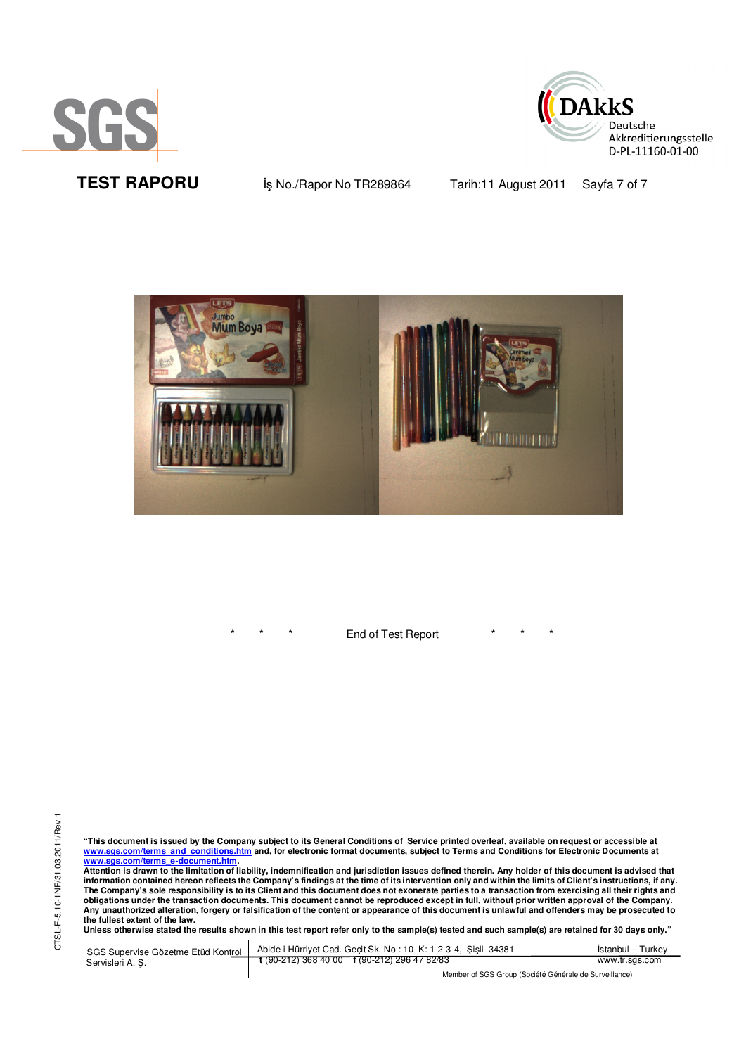\*    \*    \*    End of Test Report    \*    \*    \*

**"This document is issued by the Company subject to its General Conditions of Service printed overleaf, available on request or accessible at www.sgs.com/terms_and_conditions.htm and, for electronic format documents, subject to Terms and Conditions for Electronic Documents at www.sgs.com/terms_e-document.htm.**
**Attention is drawn to the limitation of liability, indemnification and jurisdiction issues defined therein. Any holder of this document is advised that information contained hereon reflects the Company's findings at the time of its intervention only and within the limits of Client's instructions, if any. The Company's sole responsibility is to its Client and this document does not exonerate parties to a transaction from exercising all their rights and obligations under the transaction documents. This document cannot be reproduced except in full, without prior written approval of the Company. Any unauthorized alteration, forgery or falsification of the content or appearance of this document is unlawful and offenders may be prosecuted to the fullest extent of the law.**
**Unless otherwise stated the results shown in this test report refer only to the sample(s) tested and such sample(s) are retained for 30 days only."**